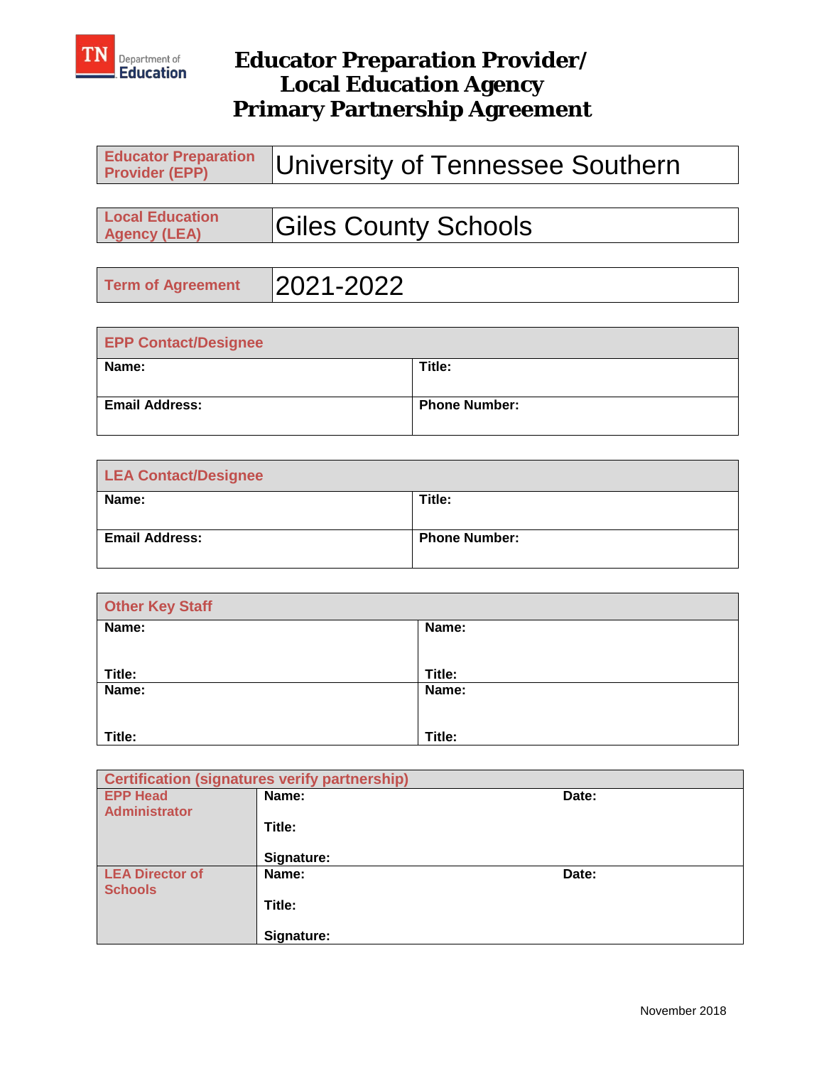# Educator Preparation Provider/ Local Education Agency Primary Partnership Agreement

| **Educator Preparation Provider (EPP)** | University of Tennessee Southern |
|---|---|

| **Local Education Agency (LEA)** | Giles County Schools |
|---|---|

| **Term of Agreement** | 2021-2022 |
|---|---|

| **EPP Contact/Designee** | |
|---|---|
| **Name:** | **Title:** |
| **Email Address:** | **Phone Number:** |

| **LEA Contact/Designee** | |
|---|---|
| **Name:** | **Title:** |
| **Email Address:** | **Phone Number:** |

| **Other Key Staff** | |
|---|---|
| **Name:**<br><br>**Title:** | **Name:**<br><br>**Title:** |
| **Name:**<br><br>**Title:** | **Name:**<br><br>**Title:** |

| **Certification (signatures verify partnership)** | | |
|---|---|---|
| **EPP Head Administrator** | **Name:**<br>**Title:**<br>**Signature:** | **Date:** |
| **LEA Director of Schools** | **Name:**<br>**Title:**<br>**Signature:** | **Date:** |

November 2018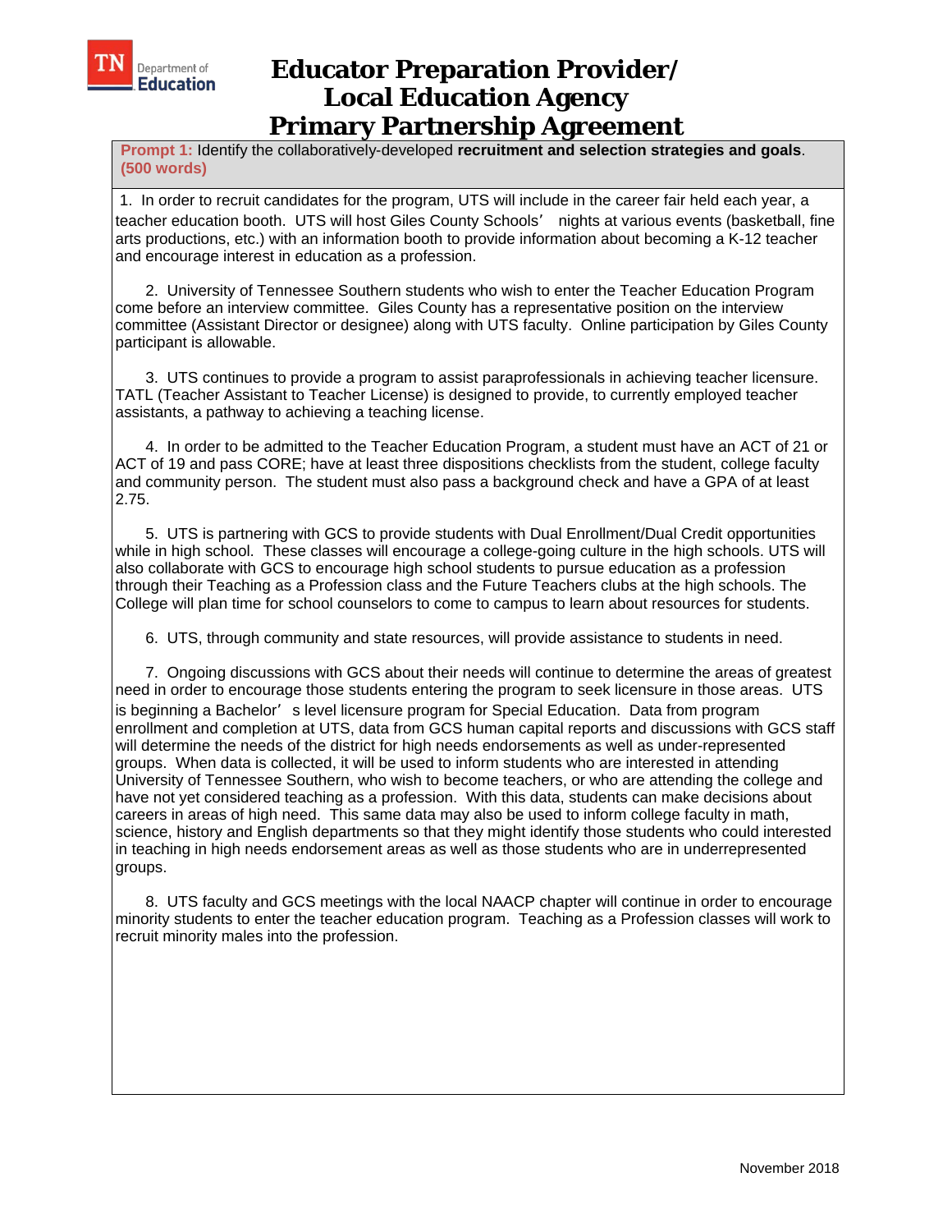# Educator Preparation Provider/ Local Education Agency Primary Partnership Agreement

**Prompt 1:** Identify the collaboratively-developed **recruitment and selection strategies and goals**. **(500 words)**

1. In order to recruit candidates for the program, UTS will include in the career fair held each year, a teacher education booth. UTS will host Giles County Schools' nights at various events (basketball, fine arts productions, etc.) with an information booth to provide information about becoming a K-12 teacher and encourage interest in education as a profession.

2. University of Tennessee Southern students who wish to enter the Teacher Education Program come before an interview committee. Giles County has a representative position on the interview committee (Assistant Director or designee) along with UTS faculty. Online participation by Giles County participant is allowable.

3. UTS continues to provide a program to assist paraprofessionals in achieving teacher licensure. TATL (Teacher Assistant to Teacher License) is designed to provide, to currently employed teacher assistants, a pathway to achieving a teaching license.

4. In order to be admitted to the Teacher Education Program, a student must have an ACT of 21 or ACT of 19 and pass CORE; have at least three dispositions checklists from the student, college faculty and community person. The student must also pass a background check and have a GPA of at least 2.75.

5. UTS is partnering with GCS to provide students with Dual Enrollment/Dual Credit opportunities while in high school. These classes will encourage a college-going culture in the high schools. UTS will also collaborate with GCS to encourage high school students to pursue education as a profession through their Teaching as a Profession class and the Future Teachers clubs at the high schools. The College will plan time for school counselors to come to campus to learn about resources for students.

6. UTS, through community and state resources, will provide assistance to students in need.

7. Ongoing discussions with GCS about their needs will continue to determine the areas of greatest need in order to encourage those students entering the program to seek licensure in those areas. UTS is beginning a Bachelor's level licensure program for Special Education. Data from program enrollment and completion at UTS, data from GCS human capital reports and discussions with GCS staff will determine the needs of the district for high needs endorsements as well as under-represented groups. When data is collected, it will be used to inform students who are interested in attending University of Tennessee Southern, who wish to become teachers, or who are attending the college and have not yet considered teaching as a profession. With this data, students can make decisions about careers in areas of high need. This same data may also be used to inform college faculty in math, science, history and English departments so that they might identify those students who could interested in teaching in high needs endorsement areas as well as those students who are in underrepresented groups.

8. UTS faculty and GCS meetings with the local NAACP chapter will continue in order to encourage minority students to enter the teacher education program. Teaching as a Profession classes will work to recruit minority males into the profession.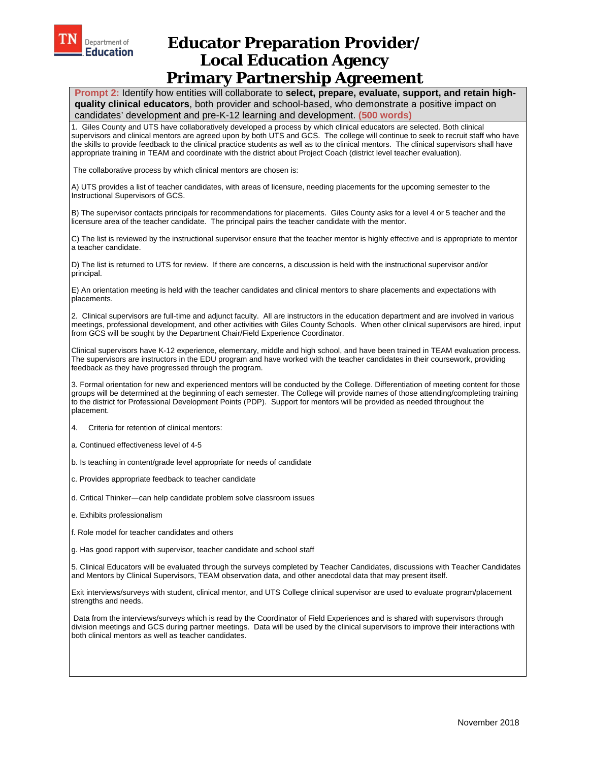# Educator Preparation Provider/ Local Education Agency Primary Partnership Agreement

**Prompt 2:** Identify how entities will collaborate to **select, prepare, evaluate, support, and retain high-quality clinical educators**, both provider and school-based, who demonstrate a positive impact on candidates' development and pre-K-12 learning and development. **(500 words)**

1. Giles County and UTS have collaboratively developed a process by which clinical educators are selected. Both clinical supervisors and clinical mentors are agreed upon by both UTS and GCS. The college will continue to seek to recruit staff who have the skills to provide feedback to the clinical practice students as well as to the clinical mentors. The clinical supervisors shall have appropriate training in TEAM and coordinate with the district about Project Coach (district level teacher evaluation).

The collaborative process by which clinical mentors are chosen is:

A) UTS provides a list of teacher candidates, with areas of licensure, needing placements for the upcoming semester to the Instructional Supervisors of GCS.

B) The supervisor contacts principals for recommendations for placements. Giles County asks for a level 4 or 5 teacher and the licensure area of the teacher candidate. The principal pairs the teacher candidate with the mentor.

C) The list is reviewed by the instructional supervisor ensure that the teacher mentor is highly effective and is appropriate to mentor a teacher candidate.

D) The list is returned to UTS for review. If there are concerns, a discussion is held with the instructional supervisor and/or principal.

E) An orientation meeting is held with the teacher candidates and clinical mentors to share placements and expectations with placements.

2. Clinical supervisors are full-time and adjunct faculty. All are instructors in the education department and are involved in various meetings, professional development, and other activities with Giles County Schools. When other clinical supervisors are hired, input from GCS will be sought by the Department Chair/Field Experience Coordinator.

Clinical supervisors have K-12 experience, elementary, middle and high school, and have been trained in TEAM evaluation process. The supervisors are instructors in the EDU program and have worked with the teacher candidates in their coursework, providing feedback as they have progressed through the program.

3. Formal orientation for new and experienced mentors will be conducted by the College. Differentiation of meeting content for those groups will be determined at the beginning of each semester. The College will provide names of those attending/completing training to the district for Professional Development Points (PDP). Support for mentors will be provided as needed throughout the placement.

4. Criteria for retention of clinical mentors:

a. Continued effectiveness level of 4-5

b. Is teaching in content/grade level appropriate for needs of candidate

c. Provides appropriate feedback to teacher candidate

d. Critical Thinker—can help candidate problem solve classroom issues

e. Exhibits professionalism

f. Role model for teacher candidates and others

g. Has good rapport with supervisor, teacher candidate and school staff

5. Clinical Educators will be evaluated through the surveys completed by Teacher Candidates, discussions with Teacher Candidates and Mentors by Clinical Supervisors, TEAM observation data, and other anecdotal data that may present itself.

Exit interviews/surveys with student, clinical mentor, and UTS College clinical supervisor are used to evaluate program/placement strengths and needs.

Data from the interviews/surveys which is read by the Coordinator of Field Experiences and is shared with supervisors through division meetings and GCS during partner meetings. Data will be used by the clinical supervisors to improve their interactions with both clinical mentors as well as teacher candidates.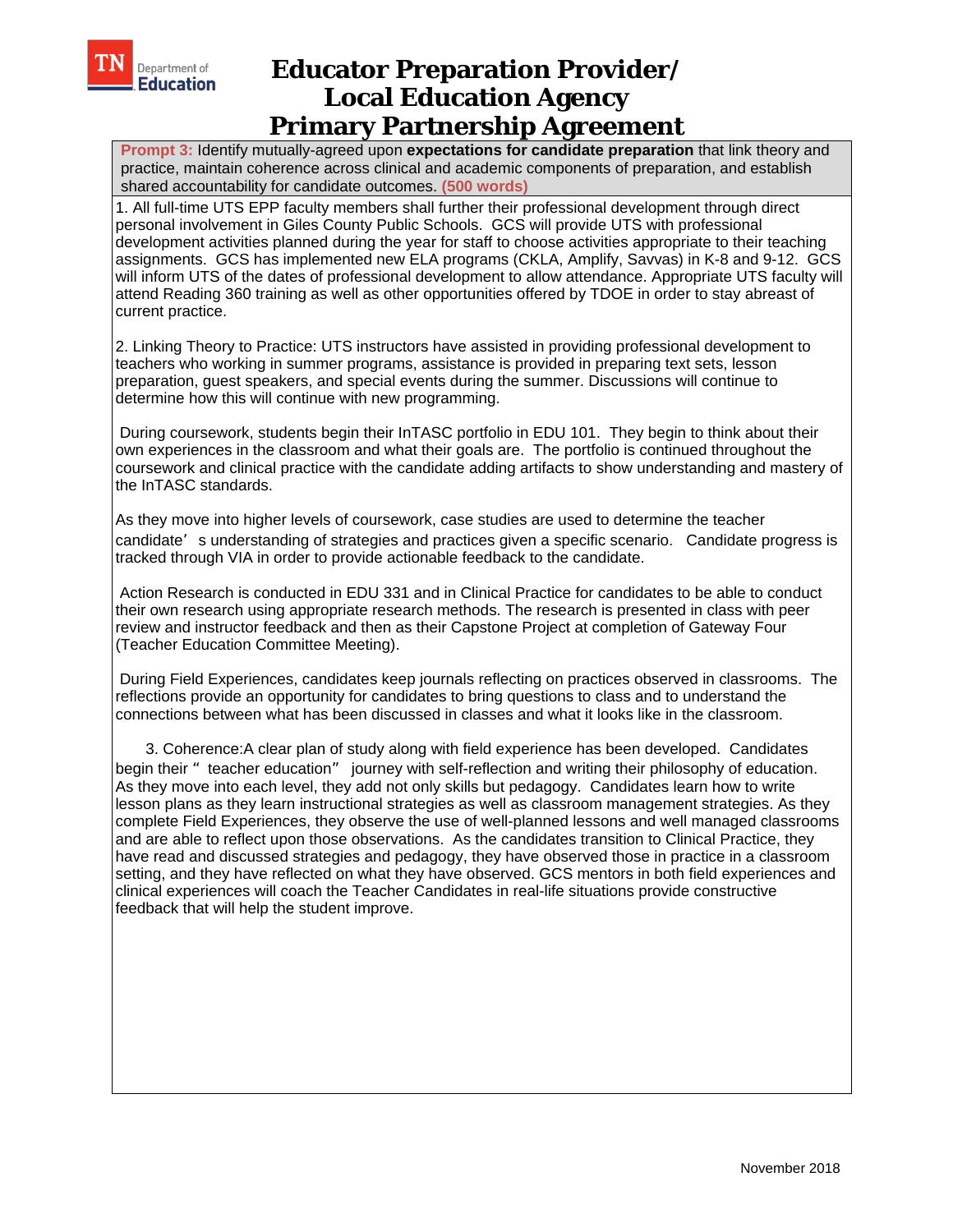# Educator Preparation Provider/ Local Education Agency Primary Partnership Agreement

**Prompt 3:** Identify mutually-agreed upon **expectations for candidate preparation** that link theory and practice, maintain coherence across clinical and academic components of preparation, and establish shared accountability for candidate outcomes. **(500 words)**

1. All full-time UTS EPP faculty members shall further their professional development through direct personal involvement in Giles County Public Schools. GCS will provide UTS with professional development activities planned during the year for staff to choose activities appropriate to their teaching assignments. GCS has implemented new ELA programs (CKLA, Amplify, Savvas) in K-8 and 9-12. GCS will inform UTS of the dates of professional development to allow attendance. Appropriate UTS faculty will attend Reading 360 training as well as other opportunities offered by TDOE in order to stay abreast of current practice.

2. Linking Theory to Practice: UTS instructors have assisted in providing professional development to teachers who working in summer programs, assistance is provided in preparing text sets, lesson preparation, guest speakers, and special events during the summer. Discussions will continue to determine how this will continue with new programming.

During coursework, students begin their InTASC portfolio in EDU 101. They begin to think about their own experiences in the classroom and what their goals are. The portfolio is continued throughout the coursework and clinical practice with the candidate adding artifacts to show understanding and mastery of the InTASC standards.

As they move into higher levels of coursework, case studies are used to determine the teacher candidate's understanding of strategies and practices given a specific scenario. Candidate progress is tracked through VIA in order to provide actionable feedback to the candidate.

Action Research is conducted in EDU 331 and in Clinical Practice for candidates to be able to conduct their own research using appropriate research methods. The research is presented in class with peer review and instructor feedback and then as their Capstone Project at completion of Gateway Four (Teacher Education Committee Meeting).

During Field Experiences, candidates keep journals reflecting on practices observed in classrooms. The reflections provide an opportunity for candidates to bring questions to class and to understand the connections between what has been discussed in classes and what it looks like in the classroom.

3. Coherence:A clear plan of study along with field experience has been developed. Candidates begin their "teacher education" journey with self-reflection and writing their philosophy of education. As they move into each level, they add not only skills but pedagogy. Candidates learn how to write lesson plans as they learn instructional strategies as well as classroom management strategies. As they complete Field Experiences, they observe the use of well-planned lessons and well managed classrooms and are able to reflect upon those observations. As the candidates transition to Clinical Practice, they have read and discussed strategies and pedagogy, they have observed those in practice in a classroom setting, and they have reflected on what they have observed. GCS mentors in both field experiences and clinical experiences will coach the Teacher Candidates in real-life situations provide constructive feedback that will help the student improve.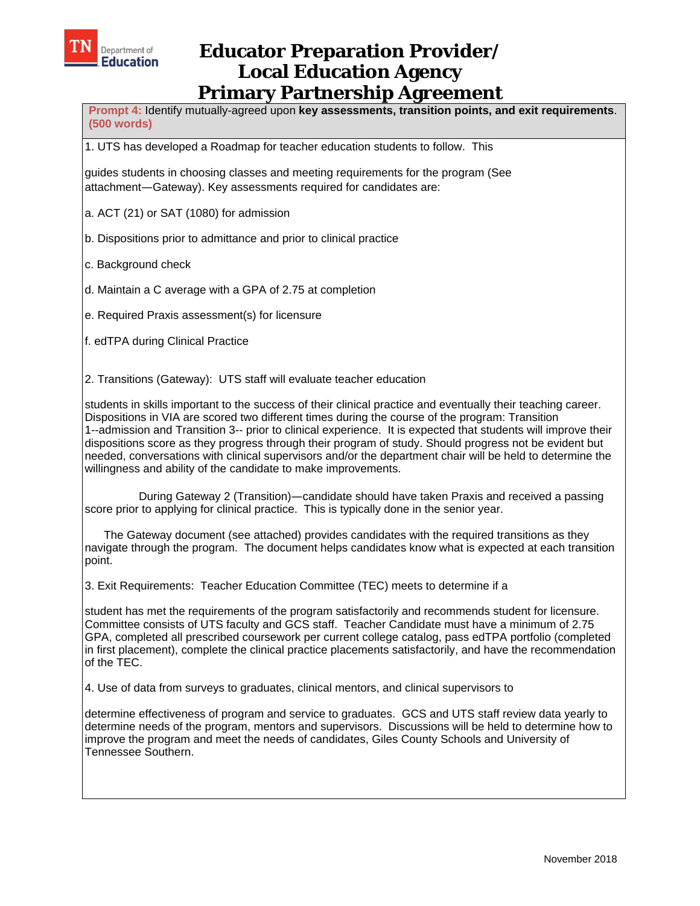# Educator Preparation Provider/ Local Education Agency Primary Partnership Agreement

**Prompt 4:** Identify mutually-agreed upon **key assessments, transition points, and exit requirements**. **(500 words)**

1. UTS has developed a Roadmap for teacher education students to follow. This

guides students in choosing classes and meeting requirements for the program (See attachment—Gateway). Key assessments required for candidates are:

a. ACT (21) or SAT (1080) for admission

b. Dispositions prior to admittance and prior to clinical practice

c. Background check

d. Maintain a C average with a GPA of 2.75 at completion

e. Required Praxis assessment(s) for licensure

f. edTPA during Clinical Practice

2. Transitions (Gateway): UTS staff will evaluate teacher education

students in skills important to the success of their clinical practice and eventually their teaching career. Dispositions in VIA are scored two different times during the course of the program: Transition 1--admission and Transition 3-- prior to clinical experience. It is expected that students will improve their dispositions score as they progress through their program of study. Should progress not be evident but needed, conversations with clinical supervisors and/or the department chair will be held to determine the willingness and ability of the candidate to make improvements.

During Gateway 2 (Transition)—candidate should have taken Praxis and received a passing score prior to applying for clinical practice. This is typically done in the senior year.

The Gateway document (see attached) provides candidates with the required transitions as they navigate through the program. The document helps candidates know what is expected at each transition point.

3. Exit Requirements: Teacher Education Committee (TEC) meets to determine if a

student has met the requirements of the program satisfactorily and recommends student for licensure. Committee consists of UTS faculty and GCS staff. Teacher Candidate must have a minimum of 2.75 GPA, completed all prescribed coursework per current college catalog, pass edTPA portfolio (completed in first placement), complete the clinical practice placements satisfactorily, and have the recommendation of the TEC.

4. Use of data from surveys to graduates, clinical mentors, and clinical supervisors to

determine effectiveness of program and service to graduates. GCS and UTS staff review data yearly to determine needs of the program, mentors and supervisors. Discussions will be held to determine how to improve the program and meet the needs of candidates, Giles County Schools and University of Tennessee Southern.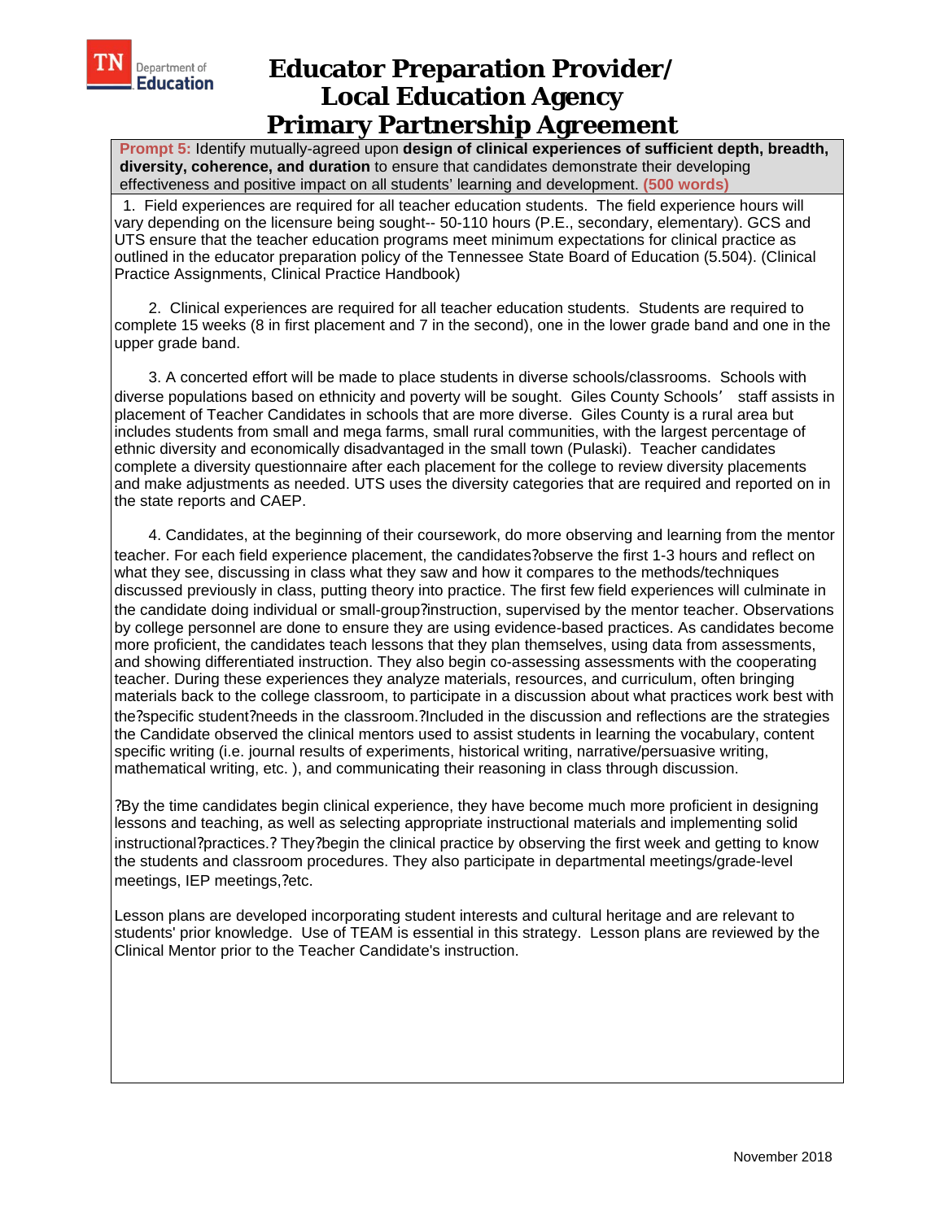# Educator Preparation Provider/ Local Education Agency Primary Partnership Agreement

**Prompt 5:** Identify mutually-agreed upon **design of clinical experiences of sufficient depth, breadth, diversity, coherence, and duration** to ensure that candidates demonstrate their developing effectiveness and positive impact on all students' learning and development. **(500 words)**

1. Field experiences are required for all teacher education students. The field experience hours will vary depending on the licensure being sought-- 50-110 hours (P.E., secondary, elementary). GCS and UTS ensure that the teacher education programs meet minimum expectations for clinical practice as outlined in the educator preparation policy of the Tennessee State Board of Education (5.504). (Clinical Practice Assignments, Clinical Practice Handbook)

2. Clinical experiences are required for all teacher education students. Students are required to complete 15 weeks (8 in first placement and 7 in the second), one in the lower grade band and one in the upper grade band.

3. A concerted effort will be made to place students in diverse schools/classrooms. Schools with diverse populations based on ethnicity and poverty will be sought. Giles County Schools' staff assists in placement of Teacher Candidates in schools that are more diverse. Giles County is a rural area but includes students from small and mega farms, small rural communities, with the largest percentage of ethnic diversity and economically disadvantaged in the small town (Pulaski). Teacher candidates complete a diversity questionnaire after each placement for the college to review diversity placements and make adjustments as needed. UTS uses the diversity categories that are required and reported on in the state reports and CAEP.

4. Candidates, at the beginning of their coursework, do more observing and learning from the mentor teacher. For each field experience placement, the candidates?observe the first 1-3 hours and reflect on what they see, discussing in class what they saw and how it compares to the methods/techniques discussed previously in class, putting theory into practice. The first few field experiences will culminate in the candidate doing individual or small-group?instruction, supervised by the mentor teacher. Observations by college personnel are done to ensure they are using evidence-based practices. As candidates become more proficient, the candidates teach lessons that they plan themselves, using data from assessments, and showing differentiated instruction. They also begin co-assessing assessments with the cooperating teacher. During these experiences they analyze materials, resources, and curriculum, often bringing materials back to the college classroom, to participate in a discussion about what practices work best with the?specific student?needs in the classroom.?Included in the discussion and reflections are the strategies the Candidate observed the clinical mentors used to assist students in learning the vocabulary, content specific writing (i.e. journal results of experiments, historical writing, narrative/persuasive writing, mathematical writing, etc. ), and communicating their reasoning in class through discussion.

?By the time candidates begin clinical experience, they have become much more proficient in designing lessons and teaching, as well as selecting appropriate instructional materials and implementing solid instructional?practices.? They?begin the clinical practice by observing the first week and getting to know the students and classroom procedures. They also participate in departmental meetings/grade-level meetings, IEP meetings,?etc.

Lesson plans are developed incorporating student interests and cultural heritage and are relevant to students' prior knowledge. Use of TEAM is essential in this strategy. Lesson plans are reviewed by the Clinical Mentor prior to the Teacher Candidate's instruction.